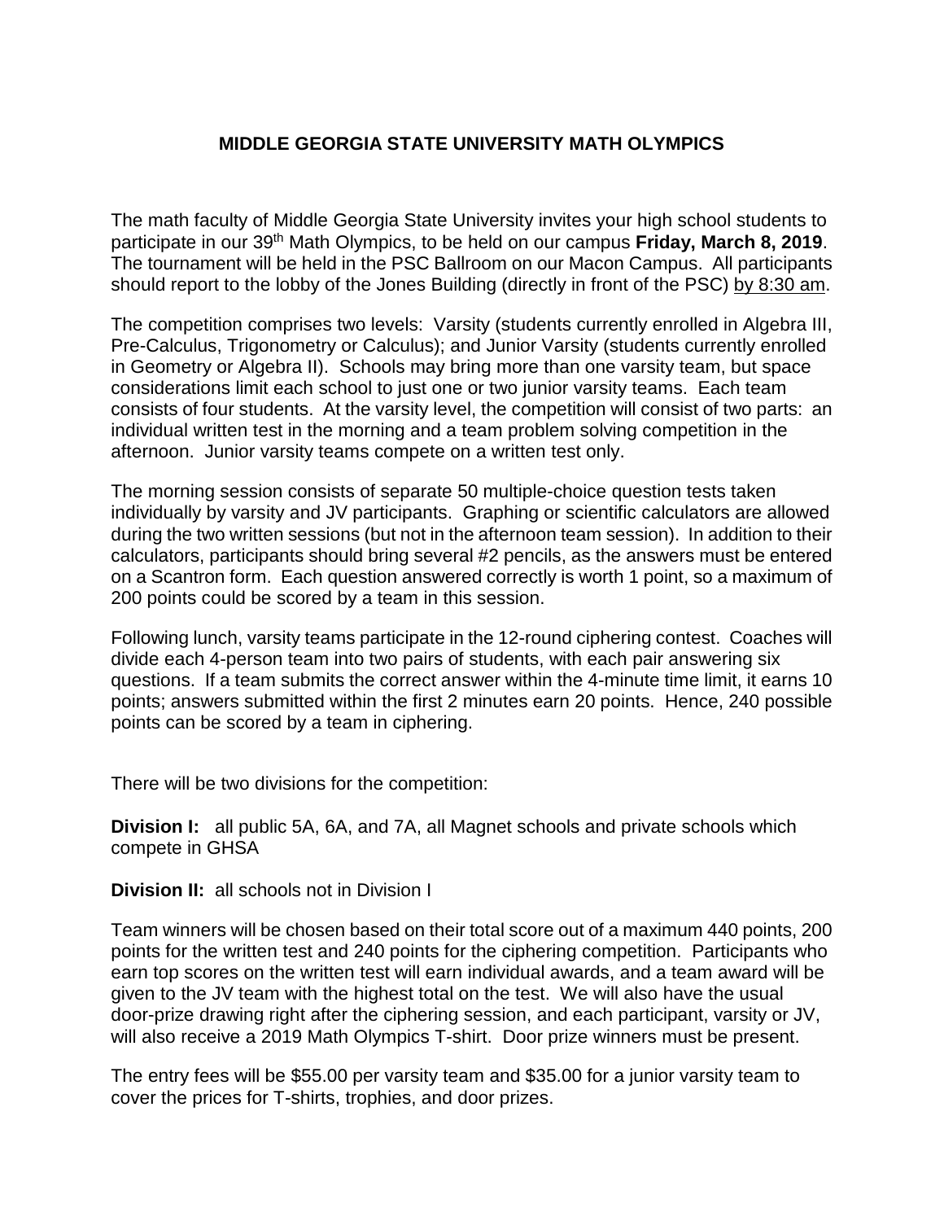# MIDDLE GEORGIA STATE UNIVERSITY MATH OLYMPICS

The math faculty of Middle Georgia State University invites your high school students to participate in our 39th Math Olympics, to be held on our campus **Friday, March 8, 2019**. The tournament will be held in the PSC Ballroom on our Macon Campus. All participants should report to the lobby of the Jones Building (directly in front of the PSC) by 8:30 am.

The competition comprises two levels: Varsity (students currently enrolled in Algebra III, Pre-Calculus, Trigonometry or Calculus); and Junior Varsity (students currently enrolled in Geometry or Algebra II). Schools may bring more than one varsity team, but space considerations limit each school to just one or two junior varsity teams. Each team consists of four students. At the varsity level, the competition will consist of two parts: an individual written test in the morning and a team problem solving competition in the afternoon. Junior varsity teams compete on a written test only.

The morning session consists of separate 50 multiple-choice question tests taken individually by varsity and JV participants. Graphing or scientific calculators are allowed during the two written sessions (but not in the afternoon team session). In addition to their calculators, participants should bring several #2 pencils, as the answers must be entered on a Scantron form. Each question answered correctly is worth 1 point, so a maximum of 200 points could be scored by a team in this session.

Following lunch, varsity teams participate in the 12-round ciphering contest. Coaches will divide each 4-person team into two pairs of students, with each pair answering six questions. If a team submits the correct answer within the 4-minute time limit, it earns 10 points; answers submitted within the first 2 minutes earn 20 points. Hence, 240 possible points can be scored by a team in ciphering.

There will be two divisions for the competition:

**Division I:** all public 5A, 6A, and 7A, all Magnet schools and private schools which compete in GHSA

**Division II:** all schools not in Division I

Team winners will be chosen based on their total score out of a maximum 440 points, 200 points for the written test and 240 points for the ciphering competition. Participants who earn top scores on the written test will earn individual awards, and a team award will be given to the JV team with the highest total on the test. We will also have the usual door-prize drawing right after the ciphering session, and each participant, varsity or JV, will also receive a 2019 Math Olympics T-shirt. Door prize winners must be present.

The entry fees will be $55.00 per varsity team and $35.00 for a junior varsity team to cover the prices for T-shirts, trophies, and door prizes.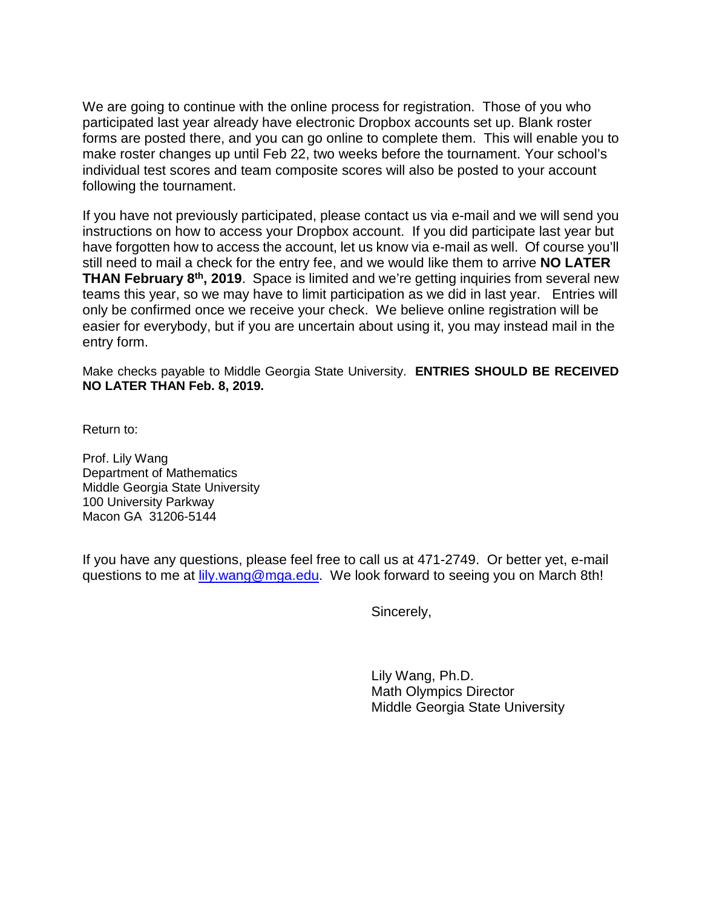We are going to continue with the online process for registration. Those of you who participated last year already have electronic Dropbox accounts set up. Blank roster forms are posted there, and you can go online to complete them. This will enable you to make roster changes up until Feb 22, two weeks before the tournament. Your school's individual test scores and team composite scores will also be posted to your account following the tournament.

If you have not previously participated, please contact us via e-mail and we will send you instructions on how to access your Dropbox account. If you did participate last year but have forgotten how to access the account, let us know via e-mail as well. Of course you'll still need to mail a check for the entry fee, and we would like them to arrive **NO LATER THAN February 8th, 2019**. Space is limited and we're getting inquiries from several new teams this year, so we may have to limit participation as we did in last year. Entries will only be confirmed once we receive your check. We believe online registration will be easier for everybody, but if you are uncertain about using it, you may instead mail in the entry form.

Make checks payable to Middle Georgia State University. **ENTRIES SHOULD BE RECEIVED NO LATER THAN Feb. 8, 2019.**

Return to:

Prof. Lily Wang
Department of Mathematics
Middle Georgia State University
100 University Parkway
Macon GA 31206-5144

If you have any questions, please feel free to call us at 471-2749. Or better yet, e-mail questions to me at [lily.wang@mga.edu](mailto:lily.wang@mga.edu). We look forward to seeing you on March 8th!

Sincerely,

Lily Wang, Ph.D.
Math Olympics Director
Middle Georgia State University